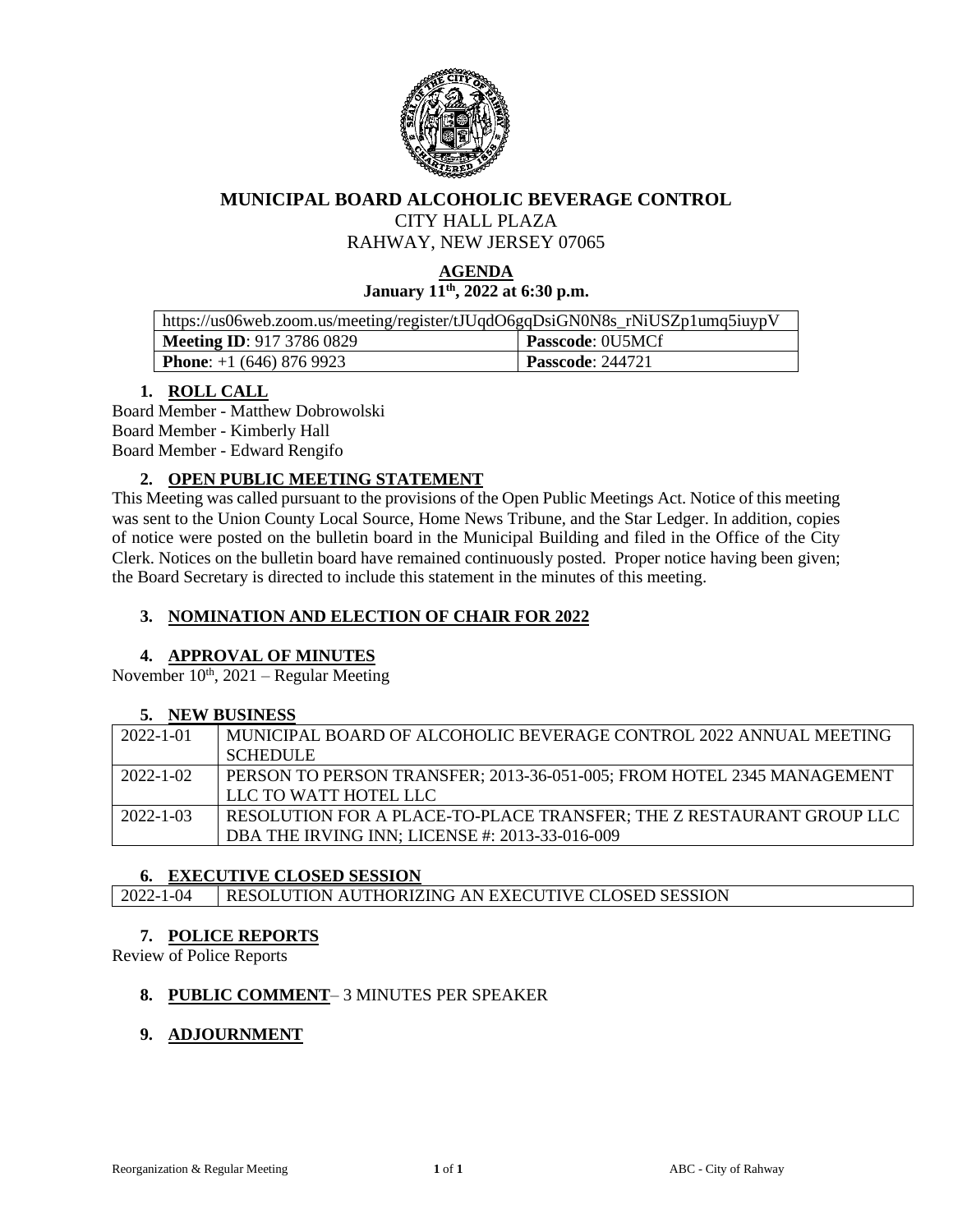# MUNICIPAL BOARD ALCOHOLIC BEVERAGE CONTROL

CITY HALL PLAZA
RAHWAY, NEW JERSEY 07065

## AGENDA

**January 11th, 2022 at 6:30 p.m.**

| https://us06web.zoom.us/meeting/register/tJUqdO6gqDsiGN0N8s_rNiUSZp1umq5iuypV | |
|---|---|
| **Meeting ID**: 917 3786 0829 | **Passcode**: 0U5MCf |
| **Phone**: +1 (646) 876 9923 | **Passcode**: 244721 |

### 1. ROLL CALL

Board Member - Matthew Dobrowolski
Board Member - Kimberly Hall
Board Member - Edward Rengifo

### 2. OPEN PUBLIC MEETING STATEMENT

This Meeting was called pursuant to the provisions of the Open Public Meetings Act. Notice of this meeting was sent to the Union County Local Source, Home News Tribune, and the Star Ledger. In addition, copies of notice were posted on the bulletin board in the Municipal Building and filed in the Office of the City Clerk. Notices on the bulletin board have remained continuously posted. Proper notice having been given; the Board Secretary is directed to include this statement in the minutes of this meeting.

### 3. NOMINATION AND ELECTION OF CHAIR FOR 2022

### 4. APPROVAL OF MINUTES

November 10th, 2021 – Regular Meeting

### 5. NEW BUSINESS

| | |
|---|---|
| 2022-1-01 | MUNICIPAL BOARD OF ALCOHOLIC BEVERAGE CONTROL 2022 ANNUAL MEETING SCHEDULE |
| 2022-1-02 | PERSON TO PERSON TRANSFER; 2013-36-051-005; FROM HOTEL 2345 MANAGEMENT LLC TO WATT HOTEL LLC |
| 2022-1-03 | RESOLUTION FOR A PLACE-TO-PLACE TRANSFER; THE Z RESTAURANT GROUP LLC DBA THE IRVING INN; LICENSE #: 2013-33-016-009 |

### 6. EXECUTIVE CLOSED SESSION

| | |
|---|---|
| 2022-1-04 | RESOLUTION AUTHORIZING AN EXECUTIVE CLOSED SESSION |

### 7. POLICE REPORTS

Review of Police Reports

### 8. PUBLIC COMMENT– 3 MINUTES PER SPEAKER

### 9. ADJOURNMENT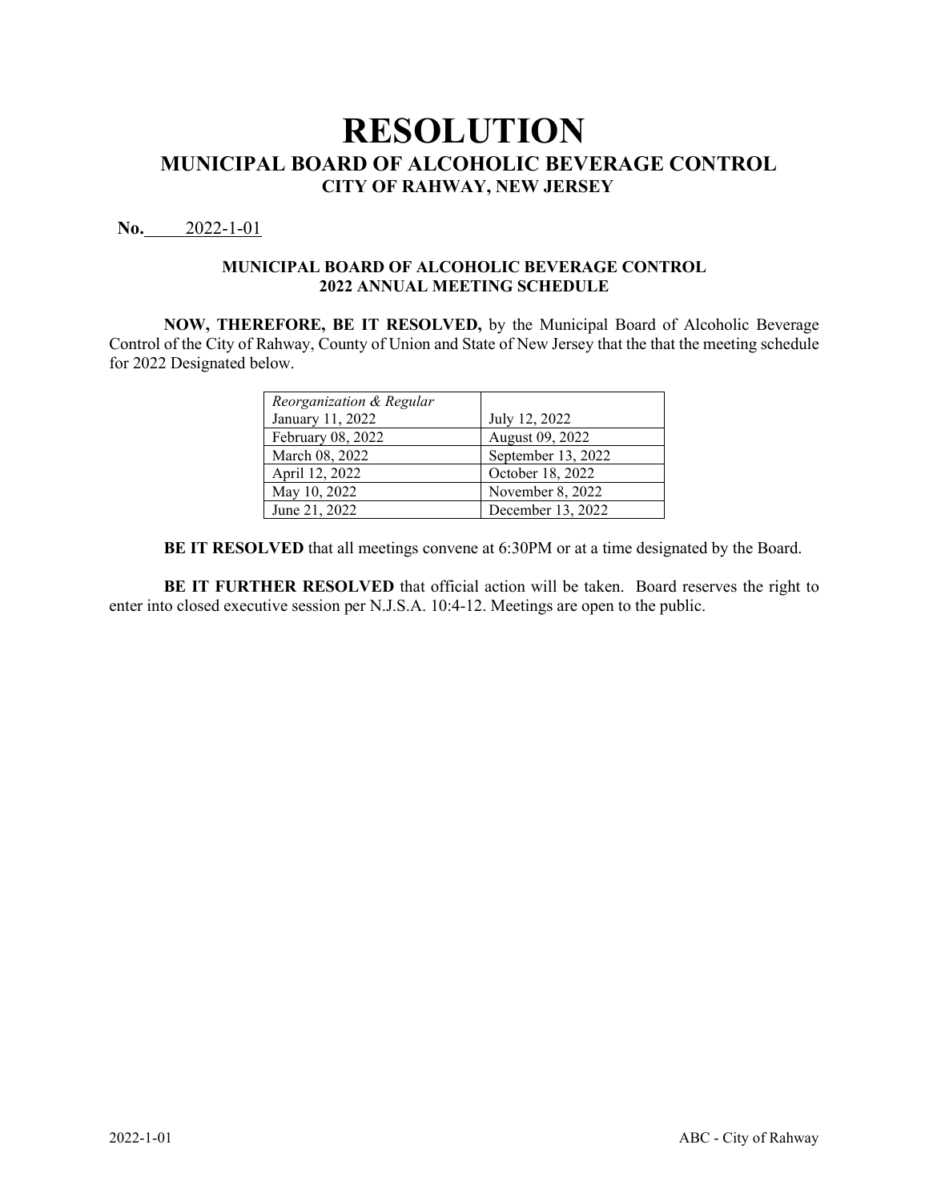# RESOLUTION

## MUNICIPAL BOARD OF ALCOHOLIC BEVERAGE CONTROL

### CITY OF RAHWAY, NEW JERSEY

**No.** 2022-1-01

**MUNICIPAL BOARD OF ALCOHOLIC BEVERAGE CONTROL**
**2022 ANNUAL MEETING SCHEDULE**

**NOW, THEREFORE, BE IT RESOLVED,** by the Municipal Board of Alcoholic Beverage Control of the City of Rahway, County of Union and State of New Jersey that the that the meeting schedule for 2022 Designated below.

| *Reorganization & Regular* January 11, 2022 | July 12, 2022 |
|---|---|
| February 08, 2022 | August 09, 2022 |
| March 08, 2022 | September 13, 2022 |
| April 12, 2022 | October 18, 2022 |
| May 10, 2022 | November 8, 2022 |
| June 21, 2022 | December 13, 2022 |

**BE IT RESOLVED** that all meetings convene at 6:30PM or at a time designated by the Board.

**BE IT FURTHER RESOLVED** that official action will be taken. Board reserves the right to enter into closed executive session per N.J.S.A. 10:4-12. Meetings are open to the public.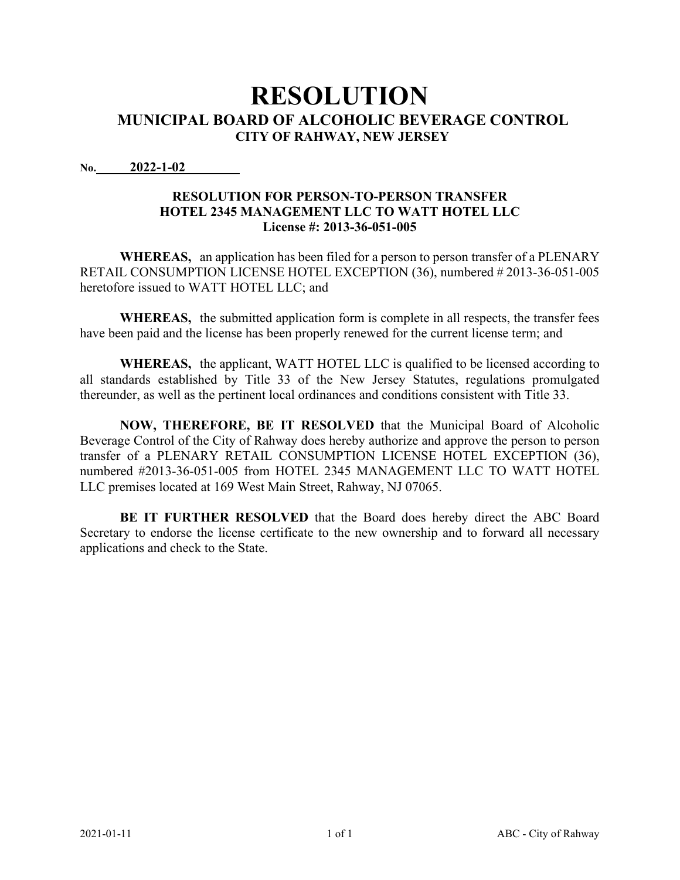# RESOLUTION

## MUNICIPAL BOARD OF ALCOHOLIC BEVERAGE CONTROL

### CITY OF RAHWAY, NEW JERSEY

**No. 2022-1-02**

**RESOLUTION FOR PERSON-TO-PERSON TRANSFER**
**HOTEL 2345 MANAGEMENT LLC TO WATT HOTEL LLC**
**License #: 2013-36-051-005**

**WHEREAS,** an application has been filed for a person to person transfer of a PLENARY RETAIL CONSUMPTION LICENSE HOTEL EXCEPTION (36), numbered # 2013-36-051-005 heretofore issued to WATT HOTEL LLC; and

**WHEREAS,** the submitted application form is complete in all respects, the transfer fees have been paid and the license has been properly renewed for the current license term; and

**WHEREAS,** the applicant, WATT HOTEL LLC is qualified to be licensed according to all standards established by Title 33 of the New Jersey Statutes, regulations promulgated thereunder, as well as the pertinent local ordinances and conditions consistent with Title 33.

**NOW, THEREFORE, BE IT RESOLVED** that the Municipal Board of Alcoholic Beverage Control of the City of Rahway does hereby authorize and approve the person to person transfer of a PLENARY RETAIL CONSUMPTION LICENSE HOTEL EXCEPTION (36), numbered #2013-36-051-005 from HOTEL 2345 MANAGEMENT LLC TO WATT HOTEL LLC premises located at 169 West Main Street, Rahway, NJ 07065.

**BE IT FURTHER RESOLVED** that the Board does hereby direct the ABC Board Secretary to endorse the license certificate to the new ownership and to forward all necessary applications and check to the State.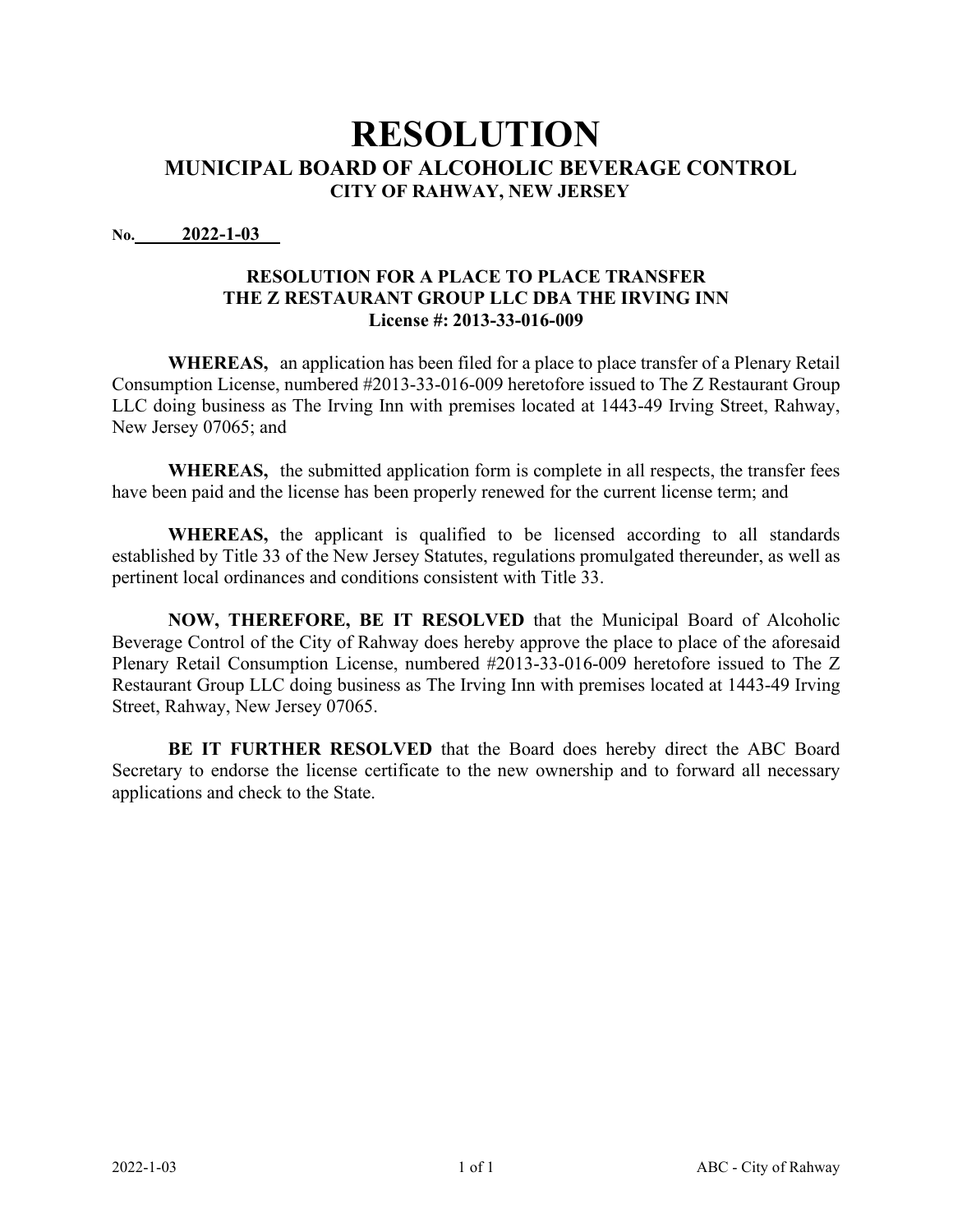# RESOLUTION

## MUNICIPAL BOARD OF ALCOHOLIC BEVERAGE CONTROL

### CITY OF RAHWAY, NEW JERSEY

No. **2022-1-03**

**RESOLUTION FOR A PLACE TO PLACE TRANSFER**
**THE Z RESTAURANT GROUP LLC DBA THE IRVING INN**
**License #: 2013-33-016-009**

**WHEREAS,** an application has been filed for a place to place transfer of a Plenary Retail Consumption License, numbered #2013-33-016-009 heretofore issued to The Z Restaurant Group LLC doing business as The Irving Inn with premises located at 1443-49 Irving Street, Rahway, New Jersey 07065; and

**WHEREAS,** the submitted application form is complete in all respects, the transfer fees have been paid and the license has been properly renewed for the current license term; and

**WHEREAS,** the applicant is qualified to be licensed according to all standards established by Title 33 of the New Jersey Statutes, regulations promulgated thereunder, as well as pertinent local ordinances and conditions consistent with Title 33.

**NOW, THEREFORE, BE IT RESOLVED** that the Municipal Board of Alcoholic Beverage Control of the City of Rahway does hereby approve the place to place of the aforesaid Plenary Retail Consumption License, numbered #2013-33-016-009 heretofore issued to The Z Restaurant Group LLC doing business as The Irving Inn with premises located at 1443-49 Irving Street, Rahway, New Jersey 07065.

**BE IT FURTHER RESOLVED** that the Board does hereby direct the ABC Board Secretary to endorse the license certificate to the new ownership and to forward all necessary applications and check to the State.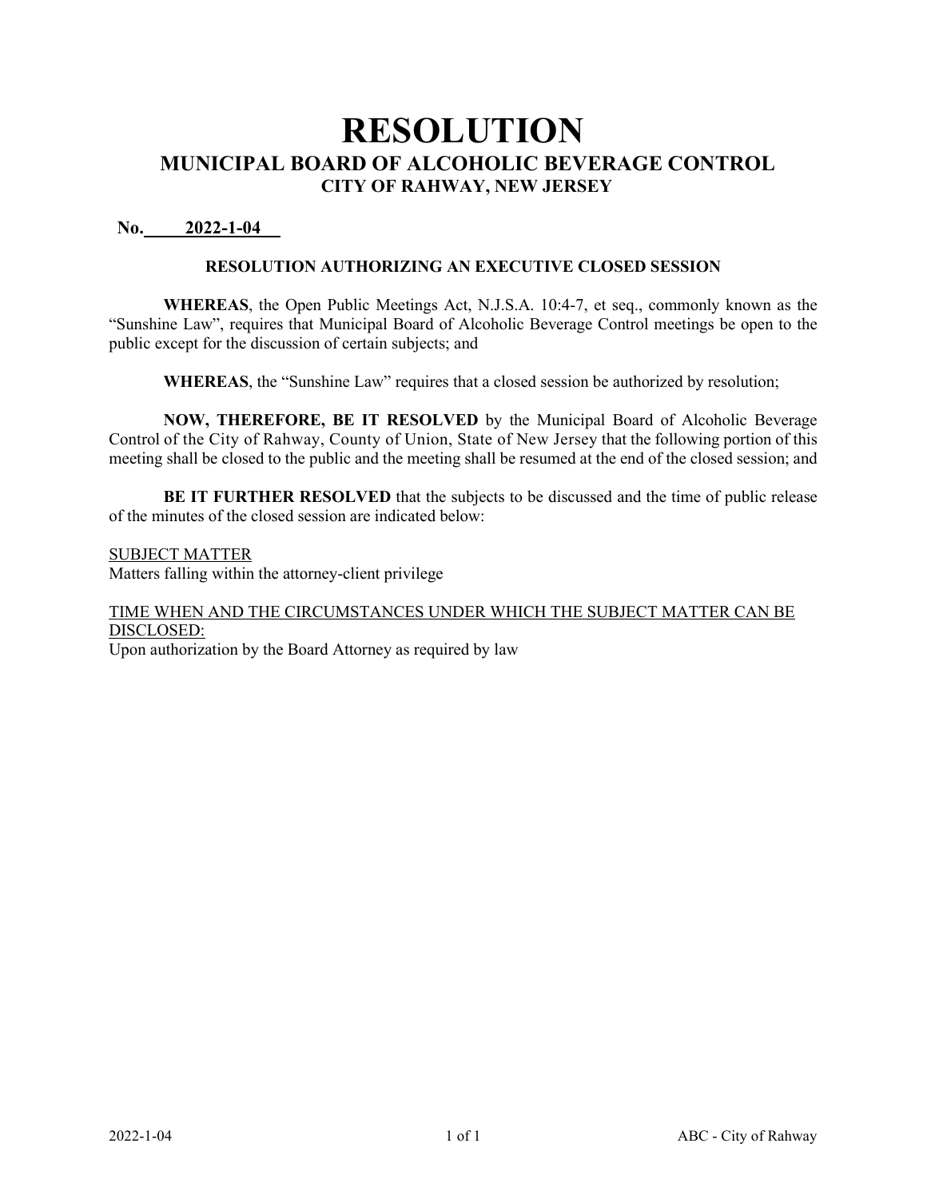# RESOLUTION

## MUNICIPAL BOARD OF ALCOHOLIC BEVERAGE CONTROL

### CITY OF RAHWAY, NEW JERSEY

**No. 2022-1-04**

**RESOLUTION AUTHORIZING AN EXECUTIVE CLOSED SESSION**

**WHEREAS**, the Open Public Meetings Act, N.J.S.A. 10:4-7, et seq., commonly known as the "Sunshine Law", requires that Municipal Board of Alcoholic Beverage Control meetings be open to the public except for the discussion of certain subjects; and

**WHEREAS**, the "Sunshine Law" requires that a closed session be authorized by resolution;

**NOW, THEREFORE, BE IT RESOLVED** by the Municipal Board of Alcoholic Beverage Control of the City of Rahway, County of Union, State of New Jersey that the following portion of this meeting shall be closed to the public and the meeting shall be resumed at the end of the closed session; and

**BE IT FURTHER RESOLVED** that the subjects to be discussed and the time of public release of the minutes of the closed session are indicated below:

<u>SUBJECT MATTER</u>
Matters falling within the attorney-client privilege

<u>TIME WHEN AND THE CIRCUMSTANCES UNDER WHICH THE SUBJECT MATTER CAN BE DISCLOSED:</u>
Upon authorization by the Board Attorney as required by law